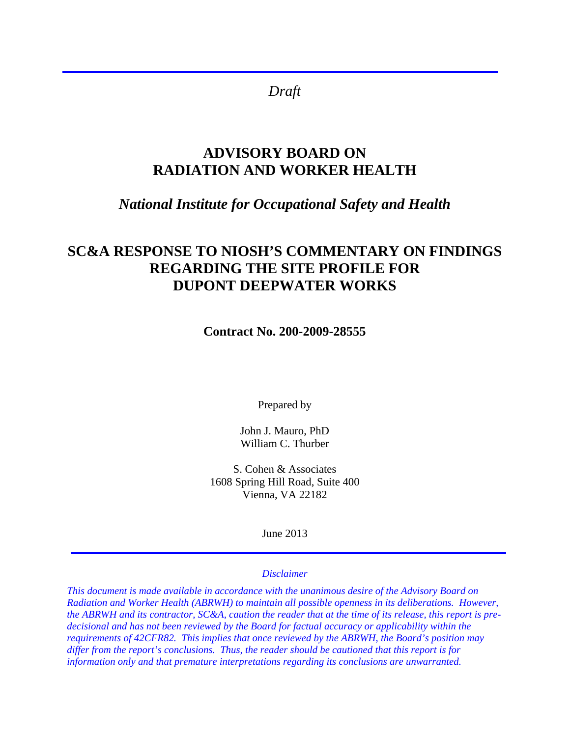*Draft*

# ADVISORY BOARD ON RADIATION AND WORKER HEALTH

## *National Institute for Occupational Safety and Health*

# SC&A RESPONSE TO NIOSH'S COMMENTARY ON FINDINGS REGARDING THE SITE PROFILE FOR DUPONT DEEPWATER WORKS

**Contract No. 200-2009-28555**

Prepared by

John J. Mauro, PhD
William C. Thurber

S. Cohen & Associates
1608 Spring Hill Road, Suite 400
Vienna, VA 22182

June 2013

*Disclaimer*

*This document is made available in accordance with the unanimous desire of the Advisory Board on Radiation and Worker Health (ABRWH) to maintain all possible openness in its deliberations. However, the ABRWH and its contractor, SC&A, caution the reader that at the time of its release, this report is pre-decisional and has not been reviewed by the Board for factual accuracy or applicability within the requirements of 42CFR82. This implies that once reviewed by the ABRWH, the Board's position may differ from the report's conclusions. Thus, the reader should be cautioned that this report is for information only and that premature interpretations regarding its conclusions are unwarranted.*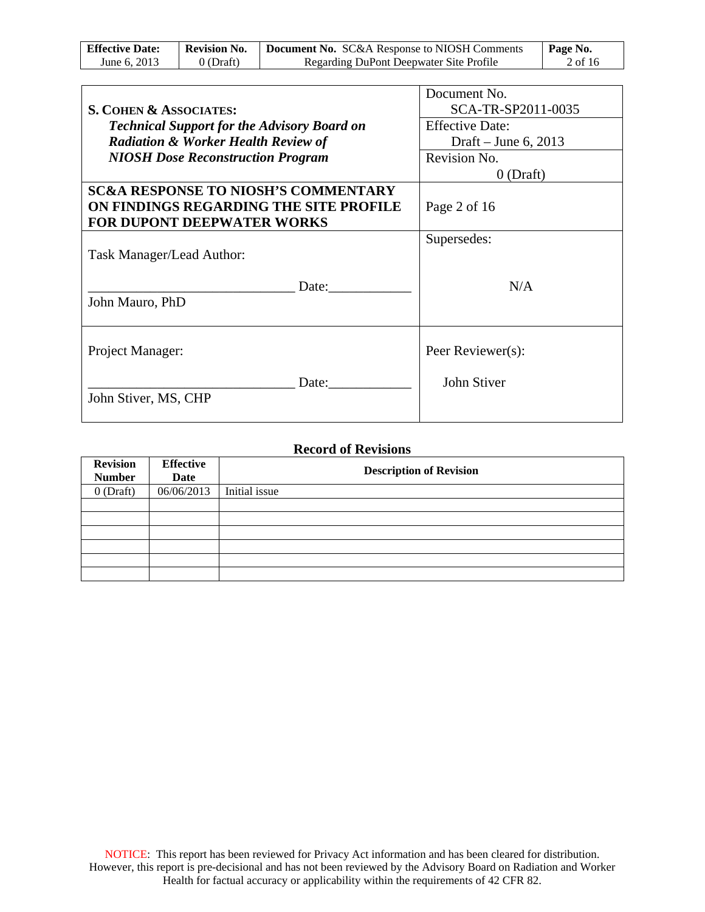| **S. COHEN & ASSOCIATES:** *Technical Support for the Advisory Board on Radiation & Worker Health Review of NIOSH Dose Reconstruction Program* | Document No. SCA-TR-SP2011-0035 Effective Date: Draft – June 6, 2013 Revision No. 0 (Draft) |
|---|---|
| **SC&A RESPONSE TO NIOSH'S COMMENTARY ON FINDINGS REGARDING THE SITE PROFILE FOR DUPONT DEEPWATER WORKS** | Page 2 of 16 |
| Task Manager/Lead Author: ______________________________ Date:____________ John Mauro, PhD | Supersedes: N/A |
| Project Manager: ______________________________ Date:____________ John Stiver, MS, CHP | Peer Reviewer(s): John Stiver |

## Record of Revisions

| Revision Number | Effective Date | Description of Revision |
|---|---|---|
| 0 (Draft) | 06/06/2013 | Initial issue |
| | | |
| | | |
| | | |
| | | |
| | | |
| | | |

NOTICE: This report has been reviewed for Privacy Act information and has been cleared for distribution. However, this report is pre-decisional and has not been reviewed by the Advisory Board on Radiation and Worker Health for factual accuracy or applicability within the requirements of 42 CFR 82.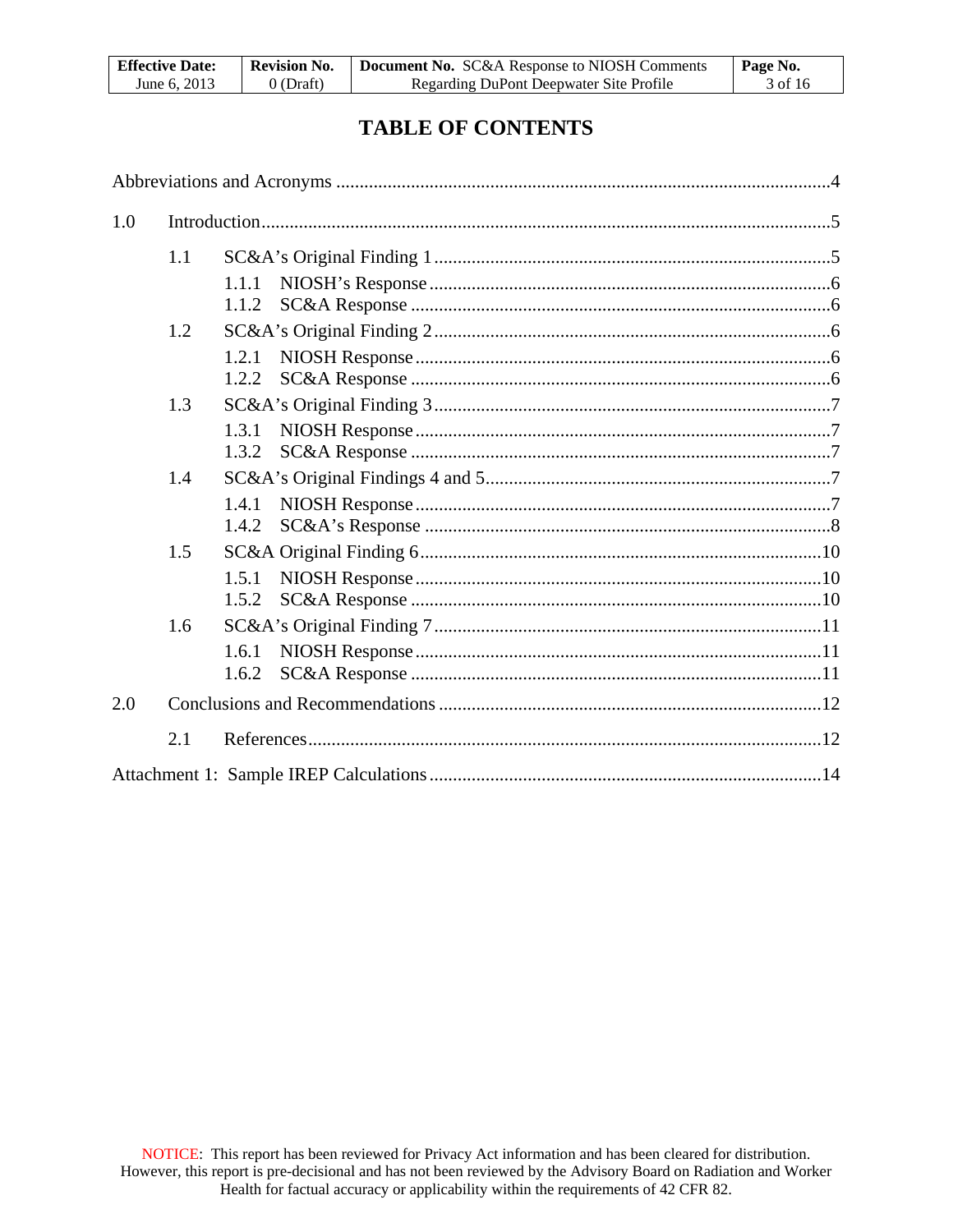# TABLE OF CONTENTS

Abbreviations and Acronyms ....................................................................................................4

1.0 Introduction.........................................................................................................................5

- 1.1 SC&A's Original Finding 1 ....................................................................................5
  - 1.1.1 NIOSH's Response ......................................................................................6
  - 1.1.2 SC&A Response ..........................................................................................6
- 1.2 SC&A's Original Finding 2 ....................................................................................6
  - 1.2.1 NIOSH Response .........................................................................................6
  - 1.2.2 SC&A Response ..........................................................................................6
- 1.3 SC&A's Original Finding 3 ....................................................................................7
  - 1.3.1 NIOSH Response .........................................................................................7
  - 1.3.2 SC&A Response ..........................................................................................7
- 1.4 SC&A's Original Findings 4 and 5..........................................................................7
  - 1.4.1 NIOSH Response .........................................................................................7
  - 1.4.2 SC&A's Response .......................................................................................8
- 1.5 SC&A Original Finding 6 ......................................................................................10
  - 1.5.1 NIOSH Response .......................................................................................10
  - 1.5.2 SC&A Response ........................................................................................10
- 1.6 SC&A's Original Finding 7 ...................................................................................11
  - 1.6.1 NIOSH Response .......................................................................................11
  - 1.6.2 SC&A Response ........................................................................................11

2.0 Conclusions and Recommendations ..................................................................................12

- 2.1 References..............................................................................................................12

Attachment 1: Sample IREP Calculations ....................................................................................14

NOTICE: This report has been reviewed for Privacy Act information and has been cleared for distribution. However, this report is pre-decisional and has not been reviewed by the Advisory Board on Radiation and Worker Health for factual accuracy or applicability within the requirements of 42 CFR 82.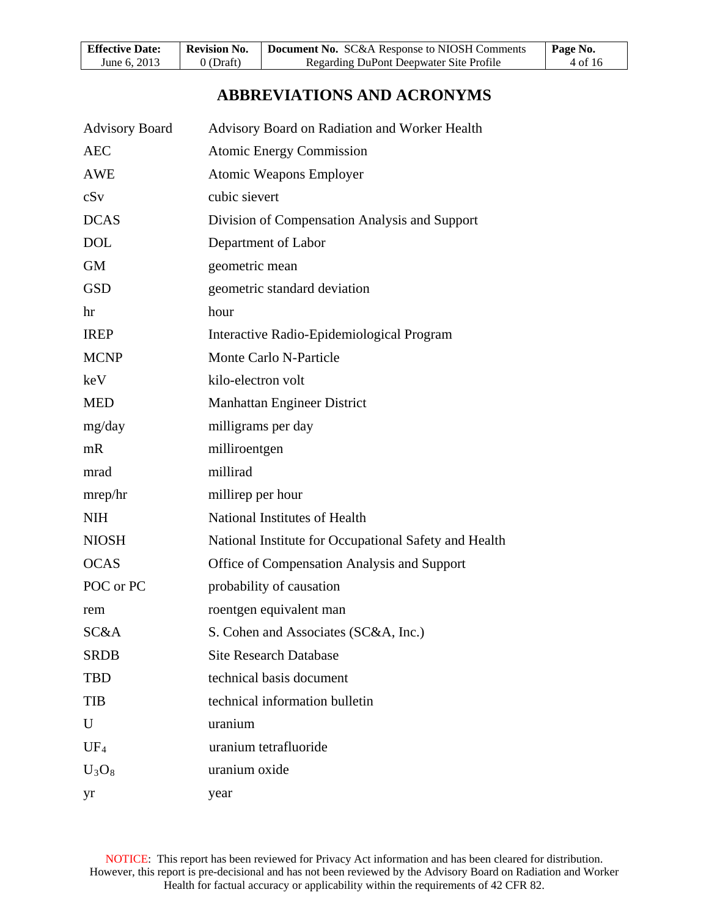# ABBREVIATIONS AND ACRONYMS

| | |
|---|---|
| Advisory Board | Advisory Board on Radiation and Worker Health |
| AEC | Atomic Energy Commission |
| AWE | Atomic Weapons Employer |
| cSv | cubic sievert |
| DCAS | Division of Compensation Analysis and Support |
| DOL | Department of Labor |
| GM | geometric mean |
| GSD | geometric standard deviation |
| hr | hour |
| IREP | Interactive Radio-Epidemiological Program |
| MCNP | Monte Carlo N-Particle |
| keV | kilo-electron volt |
| MED | Manhattan Engineer District |
| mg/day | milligrams per day |
| mR | milliroentgen |
| mrad | millirad |
| mrep/hr | millirep per hour |
| NIH | National Institutes of Health |
| NIOSH | National Institute for Occupational Safety and Health |
| OCAS | Office of Compensation Analysis and Support |
| POC or PC | probability of causation |
| rem | roentgen equivalent man |
| SC&A | S. Cohen and Associates (SC&A, Inc.) |
| SRDB | Site Research Database |
| TBD | technical basis document |
| TIB | technical information bulletin |
| U | uranium |
| $UF_4$ | uranium tetrafluoride |
| $U_3O_8$ | uranium oxide |
| yr | year |

NOTICE: This report has been reviewed for Privacy Act information and has been cleared for distribution. However, this report is pre-decisional and has not been reviewed by the Advisory Board on Radiation and Worker Health for factual accuracy or applicability within the requirements of 42 CFR 82.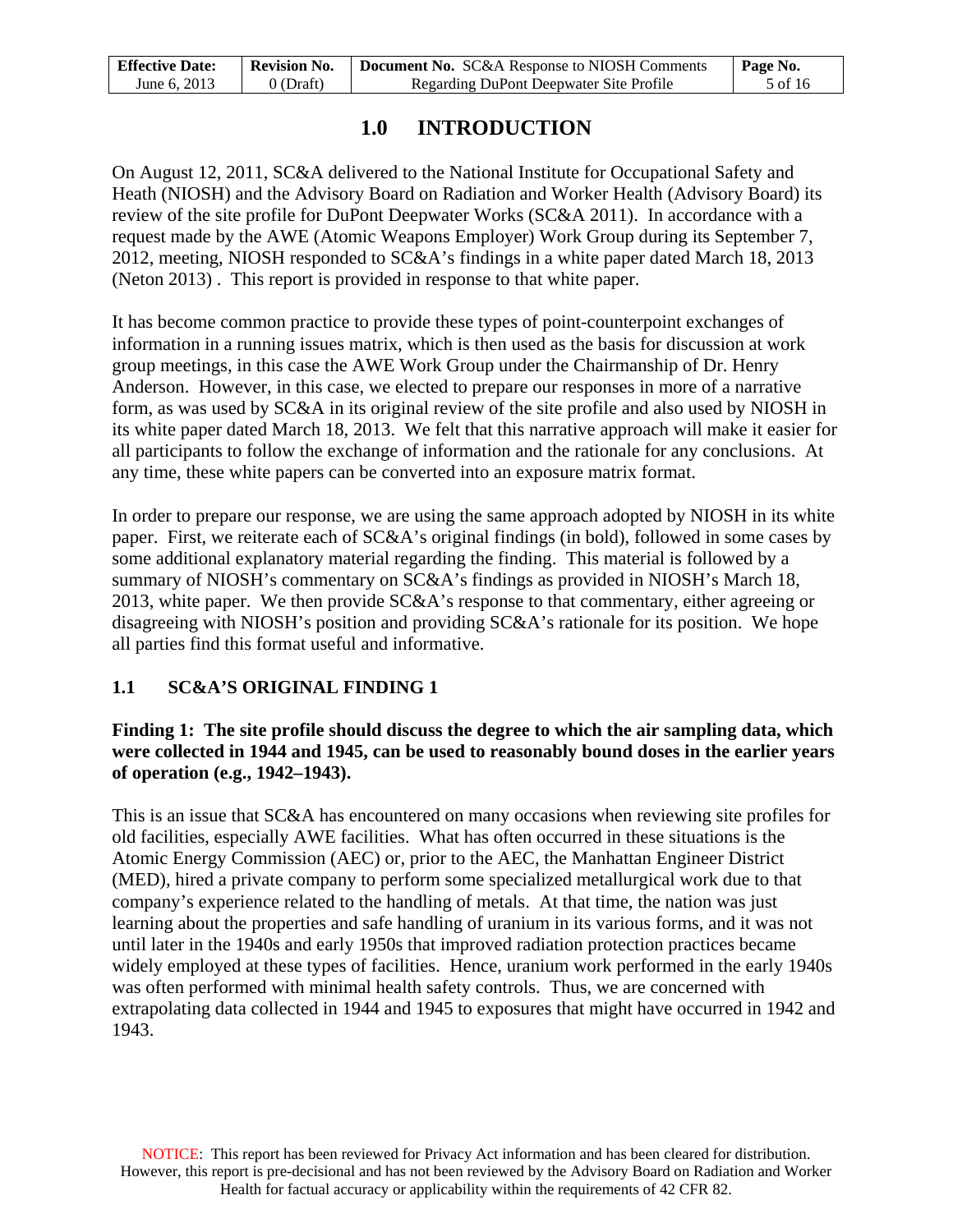# 1.0 INTRODUCTION

On August 12, 2011, SC&A delivered to the National Institute for Occupational Safety and Heath (NIOSH) and the Advisory Board on Radiation and Worker Health (Advisory Board) its review of the site profile for DuPont Deepwater Works (SC&A 2011). In accordance with a request made by the AWE (Atomic Weapons Employer) Work Group during its September 7, 2012, meeting, NIOSH responded to SC&A's findings in a white paper dated March 18, 2013 (Neton 2013) . This report is provided in response to that white paper.

It has become common practice to provide these types of point-counterpoint exchanges of information in a running issues matrix, which is then used as the basis for discussion at work group meetings, in this case the AWE Work Group under the Chairmanship of Dr. Henry Anderson. However, in this case, we elected to prepare our responses in more of a narrative form, as was used by SC&A in its original review of the site profile and also used by NIOSH in its white paper dated March 18, 2013. We felt that this narrative approach will make it easier for all participants to follow the exchange of information and the rationale for any conclusions. At any time, these white papers can be converted into an exposure matrix format.

In order to prepare our response, we are using the same approach adopted by NIOSH in its white paper. First, we reiterate each of SC&A's original findings (in bold), followed in some cases by some additional explanatory material regarding the finding. This material is followed by a summary of NIOSH's commentary on SC&A's findings as provided in NIOSH's March 18, 2013, white paper. We then provide SC&A's response to that commentary, either agreeing or disagreeing with NIOSH's position and providing SC&A's rationale for its position. We hope all parties find this format useful and informative.

## 1.1 SC&A'S ORIGINAL FINDING 1

**Finding 1: The site profile should discuss the degree to which the air sampling data, which were collected in 1944 and 1945, can be used to reasonably bound doses in the earlier years of operation (e.g., 1942–1943).**

This is an issue that SC&A has encountered on many occasions when reviewing site profiles for old facilities, especially AWE facilities. What has often occurred in these situations is the Atomic Energy Commission (AEC) or, prior to the AEC, the Manhattan Engineer District (MED), hired a private company to perform some specialized metallurgical work due to that company's experience related to the handling of metals. At that time, the nation was just learning about the properties and safe handling of uranium in its various forms, and it was not until later in the 1940s and early 1950s that improved radiation protection practices became widely employed at these types of facilities. Hence, uranium work performed in the early 1940s was often performed with minimal health safety controls. Thus, we are concerned with extrapolating data collected in 1944 and 1945 to exposures that might have occurred in 1942 and 1943.

NOTICE: This report has been reviewed for Privacy Act information and has been cleared for distribution. However, this report is pre-decisional and has not been reviewed by the Advisory Board on Radiation and Worker Health for factual accuracy or applicability within the requirements of 42 CFR 82.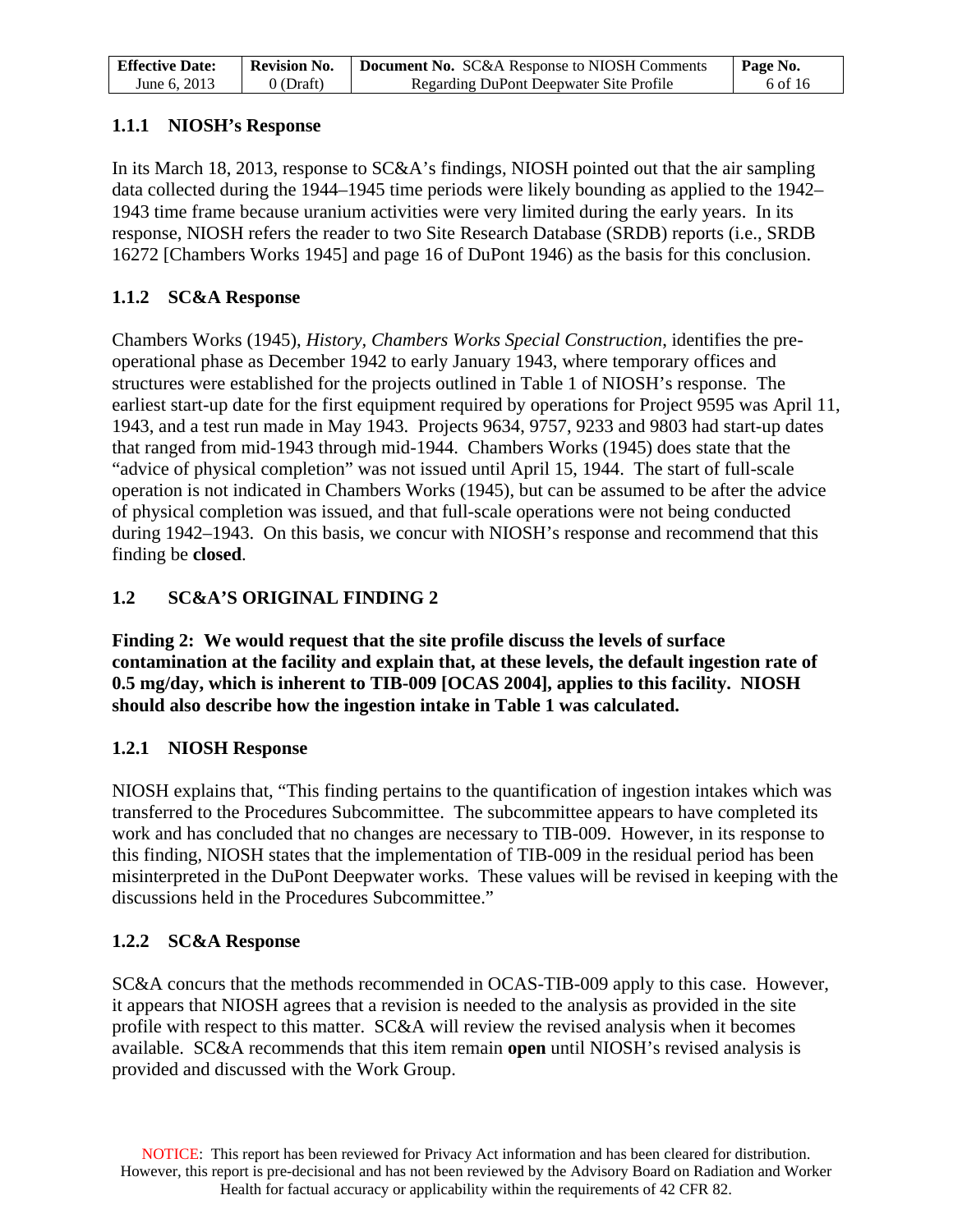### 1.1.1 NIOSH's Response

In its March 18, 2013, response to SC&A's findings, NIOSH pointed out that the air sampling data collected during the 1944–1945 time periods were likely bounding as applied to the 1942–1943 time frame because uranium activities were very limited during the early years. In its response, NIOSH refers the reader to two Site Research Database (SRDB) reports (i.e., SRDB 16272 [Chambers Works 1945] and page 16 of DuPont 1946) as the basis for this conclusion.

### 1.1.2 SC&A Response

Chambers Works (1945), *History, Chambers Works Special Construction*, identifies the pre-operational phase as December 1942 to early January 1943, where temporary offices and structures were established for the projects outlined in Table 1 of NIOSH's response. The earliest start-up date for the first equipment required by operations for Project 9595 was April 11, 1943, and a test run made in May 1943. Projects 9634, 9757, 9233 and 9803 had start-up dates that ranged from mid-1943 through mid-1944. Chambers Works (1945) does state that the "advice of physical completion" was not issued until April 15, 1944. The start of full-scale operation is not indicated in Chambers Works (1945), but can be assumed to be after the advice of physical completion was issued, and that full-scale operations were not being conducted during 1942–1943. On this basis, we concur with NIOSH's response and recommend that this finding be **closed**.

## 1.2 SC&A'S ORIGINAL FINDING 2

**Finding 2: We would request that the site profile discuss the levels of surface contamination at the facility and explain that, at these levels, the default ingestion rate of 0.5 mg/day, which is inherent to TIB-009 [OCAS 2004], applies to this facility. NIOSH should also describe how the ingestion intake in Table 1 was calculated.**

### 1.2.1 NIOSH Response

NIOSH explains that, "This finding pertains to the quantification of ingestion intakes which was transferred to the Procedures Subcommittee. The subcommittee appears to have completed its work and has concluded that no changes are necessary to TIB-009. However, in its response to this finding, NIOSH states that the implementation of TIB-009 in the residual period has been misinterpreted in the DuPont Deepwater works. These values will be revised in keeping with the discussions held in the Procedures Subcommittee."

### 1.2.2 SC&A Response

SC&A concurs that the methods recommended in OCAS-TIB-009 apply to this case. However, it appears that NIOSH agrees that a revision is needed to the analysis as provided in the site profile with respect to this matter. SC&A will review the revised analysis when it becomes available. SC&A recommends that this item remain **open** until NIOSH's revised analysis is provided and discussed with the Work Group.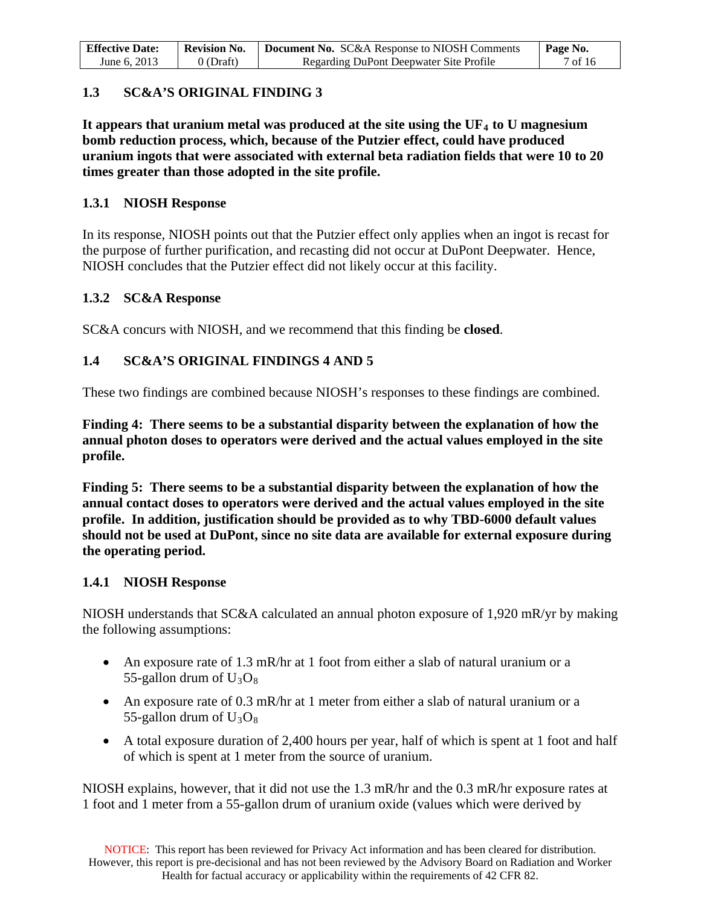## 1.3 SC&A'S ORIGINAL FINDING 3

**It appears that uranium metal was produced at the site using the $UF_4$ to U magnesium bomb reduction process, which, because of the Putzier effect, could have produced uranium ingots that were associated with external beta radiation fields that were 10 to 20 times greater than those adopted in the site profile.**

### 1.3.1 NIOSH Response

In its response, NIOSH points out that the Putzier effect only applies when an ingot is recast for the purpose of further purification, and recasting did not occur at DuPont Deepwater. Hence, NIOSH concludes that the Putzier effect did not likely occur at this facility.

### 1.3.2 SC&A Response

SC&A concurs with NIOSH, and we recommend that this finding be **closed**.

## 1.4 SC&A'S ORIGINAL FINDINGS 4 AND 5

These two findings are combined because NIOSH's responses to these findings are combined.

**Finding 4: There seems to be a substantial disparity between the explanation of how the annual photon doses to operators were derived and the actual values employed in the site profile.**

**Finding 5: There seems to be a substantial disparity between the explanation of how the annual contact doses to operators were derived and the actual values employed in the site profile. In addition, justification should be provided as to why TBD-6000 default values should not be used at DuPont, since no site data are available for external exposure during the operating period.**

### 1.4.1 NIOSH Response

NIOSH understands that SC&A calculated an annual photon exposure of 1,920 mR/yr by making the following assumptions:

- An exposure rate of 1.3 mR/hr at 1 foot from either a slab of natural uranium or a 55-gallon drum of $U_3O_8$
- An exposure rate of 0.3 mR/hr at 1 meter from either a slab of natural uranium or a 55-gallon drum of $U_3O_8$
- A total exposure duration of 2,400 hours per year, half of which is spent at 1 foot and half of which is spent at 1 meter from the source of uranium.

NIOSH explains, however, that it did not use the 1.3 mR/hr and the 0.3 mR/hr exposure rates at 1 foot and 1 meter from a 55-gallon drum of uranium oxide (values which were derived by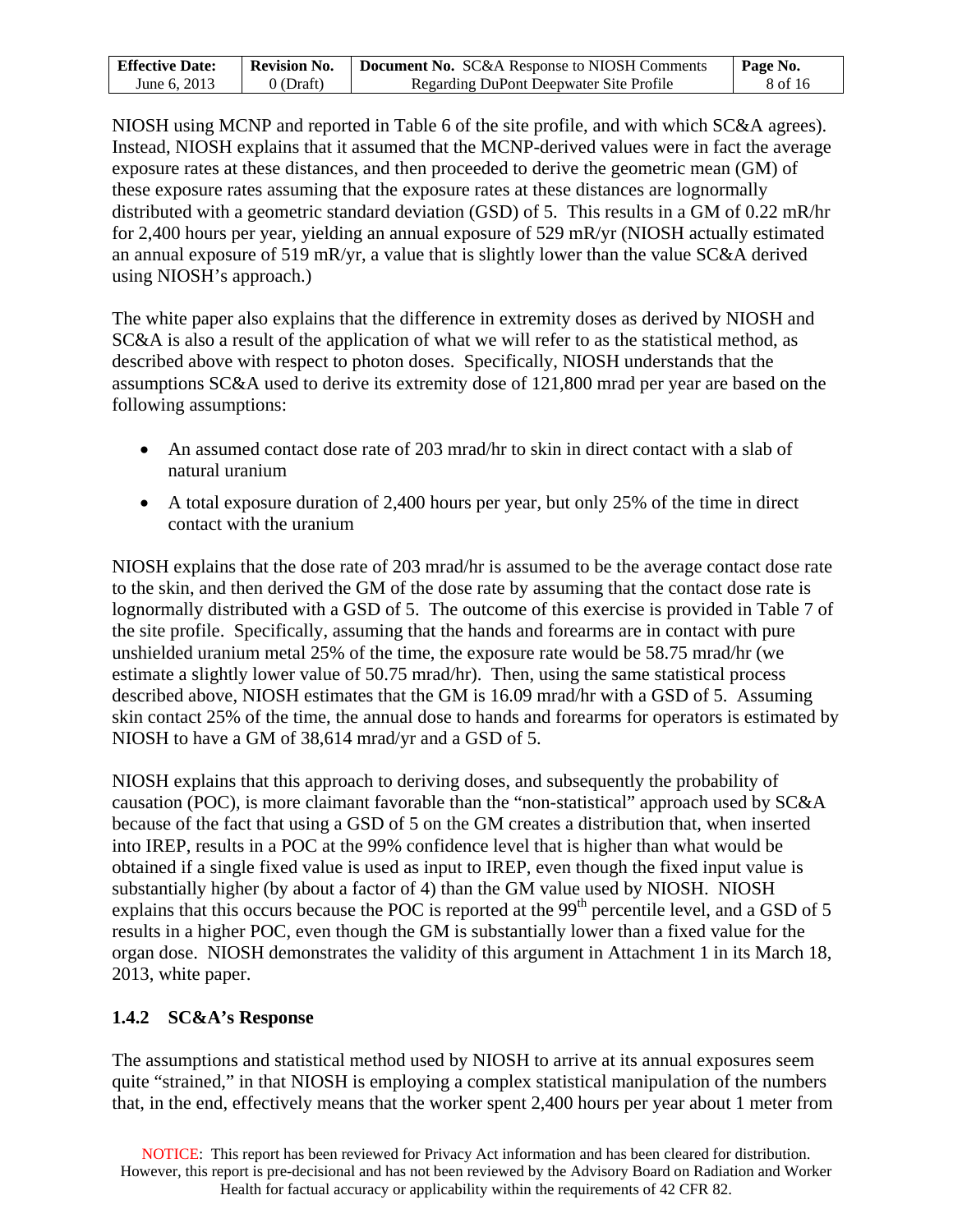NIOSH using MCNP and reported in Table 6 of the site profile, and with which SC&A agrees). Instead, NIOSH explains that it assumed that the MCNP-derived values were in fact the average exposure rates at these distances, and then proceeded to derive the geometric mean (GM) of these exposure rates assuming that the exposure rates at these distances are lognormally distributed with a geometric standard deviation (GSD) of 5. This results in a GM of 0.22 mR/hr for 2,400 hours per year, yielding an annual exposure of 529 mR/yr (NIOSH actually estimated an annual exposure of 519 mR/yr, a value that is slightly lower than the value SC&A derived using NIOSH's approach.)

The white paper also explains that the difference in extremity doses as derived by NIOSH and SC&A is also a result of the application of what we will refer to as the statistical method, as described above with respect to photon doses. Specifically, NIOSH understands that the assumptions SC&A used to derive its extremity dose of 121,800 mrad per year are based on the following assumptions:

- An assumed contact dose rate of 203 mrad/hr to skin in direct contact with a slab of natural uranium
- A total exposure duration of 2,400 hours per year, but only 25% of the time in direct contact with the uranium

NIOSH explains that the dose rate of 203 mrad/hr is assumed to be the average contact dose rate to the skin, and then derived the GM of the dose rate by assuming that the contact dose rate is lognormally distributed with a GSD of 5. The outcome of this exercise is provided in Table 7 of the site profile. Specifically, assuming that the hands and forearms are in contact with pure unshielded uranium metal 25% of the time, the exposure rate would be 58.75 mrad/hr (we estimate a slightly lower value of 50.75 mrad/hr). Then, using the same statistical process described above, NIOSH estimates that the GM is 16.09 mrad/hr with a GSD of 5. Assuming skin contact 25% of the time, the annual dose to hands and forearms for operators is estimated by NIOSH to have a GM of 38,614 mrad/yr and a GSD of 5.

NIOSH explains that this approach to deriving doses, and subsequently the probability of causation (POC), is more claimant favorable than the "non-statistical" approach used by SC&A because of the fact that using a GSD of 5 on the GM creates a distribution that, when inserted into IREP, results in a POC at the 99% confidence level that is higher than what would be obtained if a single fixed value is used as input to IREP, even though the fixed input value is substantially higher (by about a factor of 4) than the GM value used by NIOSH. NIOSH explains that this occurs because the POC is reported at the 99th percentile level, and a GSD of 5 results in a higher POC, even though the GM is substantially lower than a fixed value for the organ dose. NIOSH demonstrates the validity of this argument in Attachment 1 in its March 18, 2013, white paper.

### 1.4.2 SC&A's Response

The assumptions and statistical method used by NIOSH to arrive at its annual exposures seem quite "strained," in that NIOSH is employing a complex statistical manipulation of the numbers that, in the end, effectively means that the worker spent 2,400 hours per year about 1 meter from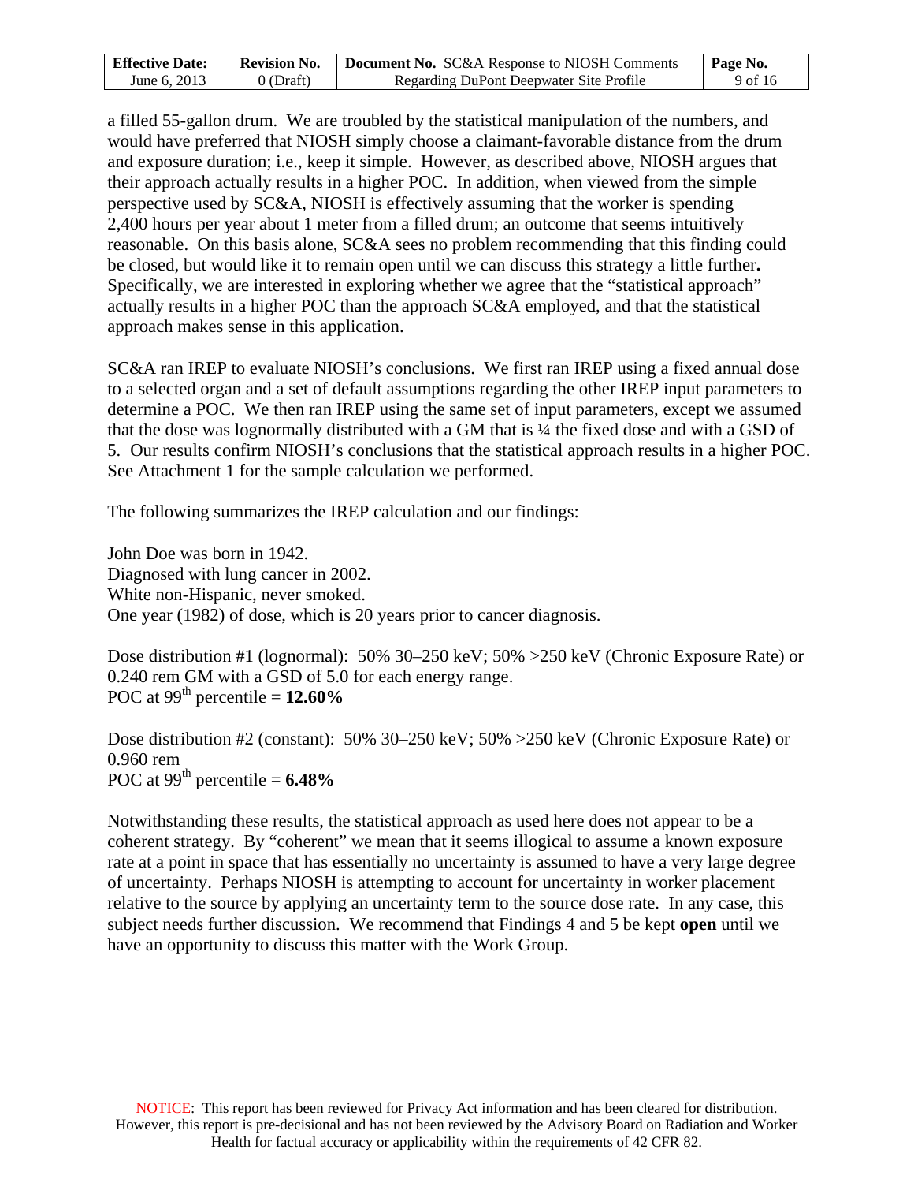a filled 55-gallon drum. We are troubled by the statistical manipulation of the numbers, and would have preferred that NIOSH simply choose a claimant-favorable distance from the drum and exposure duration; i.e., keep it simple. However, as described above, NIOSH argues that their approach actually results in a higher POC. In addition, when viewed from the simple perspective used by SC&A, NIOSH is effectively assuming that the worker is spending 2,400 hours per year about 1 meter from a filled drum; an outcome that seems intuitively reasonable. On this basis alone, SC&A sees no problem recommending that this finding could be closed, but would like it to remain open until we can discuss this strategy a little further**.** Specifically, we are interested in exploring whether we agree that the "statistical approach" actually results in a higher POC than the approach SC&A employed, and that the statistical approach makes sense in this application.

SC&A ran IREP to evaluate NIOSH's conclusions. We first ran IREP using a fixed annual dose to a selected organ and a set of default assumptions regarding the other IREP input parameters to determine a POC. We then ran IREP using the same set of input parameters, except we assumed that the dose was lognormally distributed with a GM that is ¼ the fixed dose and with a GSD of 5. Our results confirm NIOSH's conclusions that the statistical approach results in a higher POC. See Attachment 1 for the sample calculation we performed.

The following summarizes the IREP calculation and our findings:

John Doe was born in 1942.
Diagnosed with lung cancer in 2002.
White non-Hispanic, never smoked.
One year (1982) of dose, which is 20 years prior to cancer diagnosis.

Dose distribution #1 (lognormal): 50% 30–250 keV; 50% >250 keV (Chronic Exposure Rate) or 0.240 rem GM with a GSD of 5.0 for each energy range.
POC at 99th percentile = **12.60%**

Dose distribution #2 (constant): 50% 30–250 keV; 50% >250 keV (Chronic Exposure Rate) or 0.960 rem
POC at 99th percentile = **6.48%**

Notwithstanding these results, the statistical approach as used here does not appear to be a coherent strategy. By "coherent" we mean that it seems illogical to assume a known exposure rate at a point in space that has essentially no uncertainty is assumed to have a very large degree of uncertainty. Perhaps NIOSH is attempting to account for uncertainty in worker placement relative to the source by applying an uncertainty term to the source dose rate. In any case, this subject needs further discussion. We recommend that Findings 4 and 5 be kept **open** until we have an opportunity to discuss this matter with the Work Group.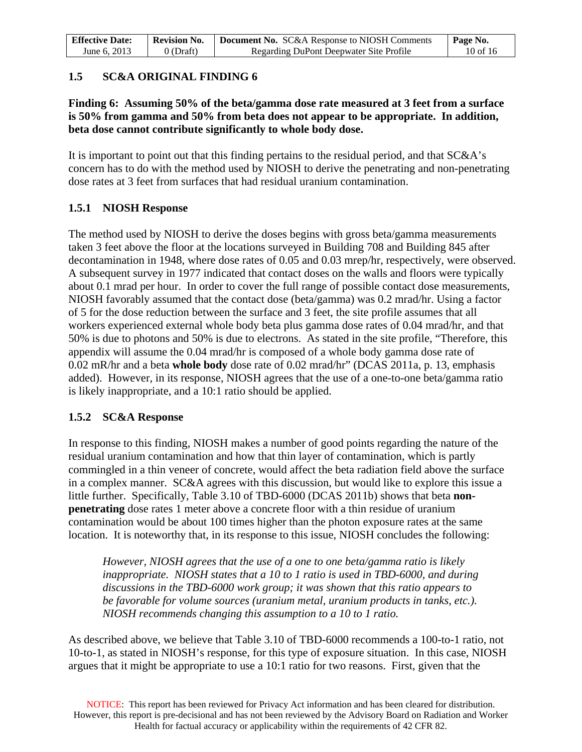## 1.5 SC&A ORIGINAL FINDING 6

**Finding 6: Assuming 50% of the beta/gamma dose rate measured at 3 feet from a surface is 50% from gamma and 50% from beta does not appear to be appropriate. In addition, beta dose cannot contribute significantly to whole body dose.**

It is important to point out that this finding pertains to the residual period, and that SC&A's concern has to do with the method used by NIOSH to derive the penetrating and non-penetrating dose rates at 3 feet from surfaces that had residual uranium contamination.

### 1.5.1 NIOSH Response

The method used by NIOSH to derive the doses begins with gross beta/gamma measurements taken 3 feet above the floor at the locations surveyed in Building 708 and Building 845 after decontamination in 1948, where dose rates of 0.05 and 0.03 mrep/hr, respectively, were observed. A subsequent survey in 1977 indicated that contact doses on the walls and floors were typically about 0.1 mrad per hour. In order to cover the full range of possible contact dose measurements, NIOSH favorably assumed that the contact dose (beta/gamma) was 0.2 mrad/hr. Using a factor of 5 for the dose reduction between the surface and 3 feet, the site profile assumes that all workers experienced external whole body beta plus gamma dose rates of 0.04 mrad/hr, and that 50% is due to photons and 50% is due to electrons. As stated in the site profile, "Therefore, this appendix will assume the 0.04 mrad/hr is composed of a whole body gamma dose rate of 0.02 mR/hr and a beta **whole body** dose rate of 0.02 mrad/hr" (DCAS 2011a, p. 13, emphasis added). However, in its response, NIOSH agrees that the use of a one-to-one beta/gamma ratio is likely inappropriate, and a 10:1 ratio should be applied.

### 1.5.2 SC&A Response

In response to this finding, NIOSH makes a number of good points regarding the nature of the residual uranium contamination and how that thin layer of contamination, which is partly commingled in a thin veneer of concrete, would affect the beta radiation field above the surface in a complex manner. SC&A agrees with this discussion, but would like to explore this issue a little further. Specifically, Table 3.10 of TBD-6000 (DCAS 2011b) shows that beta **non-penetrating** dose rates 1 meter above a concrete floor with a thin residue of uranium contamination would be about 100 times higher than the photon exposure rates at the same location. It is noteworthy that, in its response to this issue, NIOSH concludes the following:

> *However, NIOSH agrees that the use of a one to one beta/gamma ratio is likely inappropriate. NIOSH states that a 10 to 1 ratio is used in TBD-6000, and during discussions in the TBD-6000 work group; it was shown that this ratio appears to be favorable for volume sources (uranium metal, uranium products in tanks, etc.). NIOSH recommends changing this assumption to a 10 to 1 ratio.*

As described above, we believe that Table 3.10 of TBD-6000 recommends a 100-to-1 ratio, not 10-to-1, as stated in NIOSH's response, for this type of exposure situation. In this case, NIOSH argues that it might be appropriate to use a 10:1 ratio for two reasons. First, given that the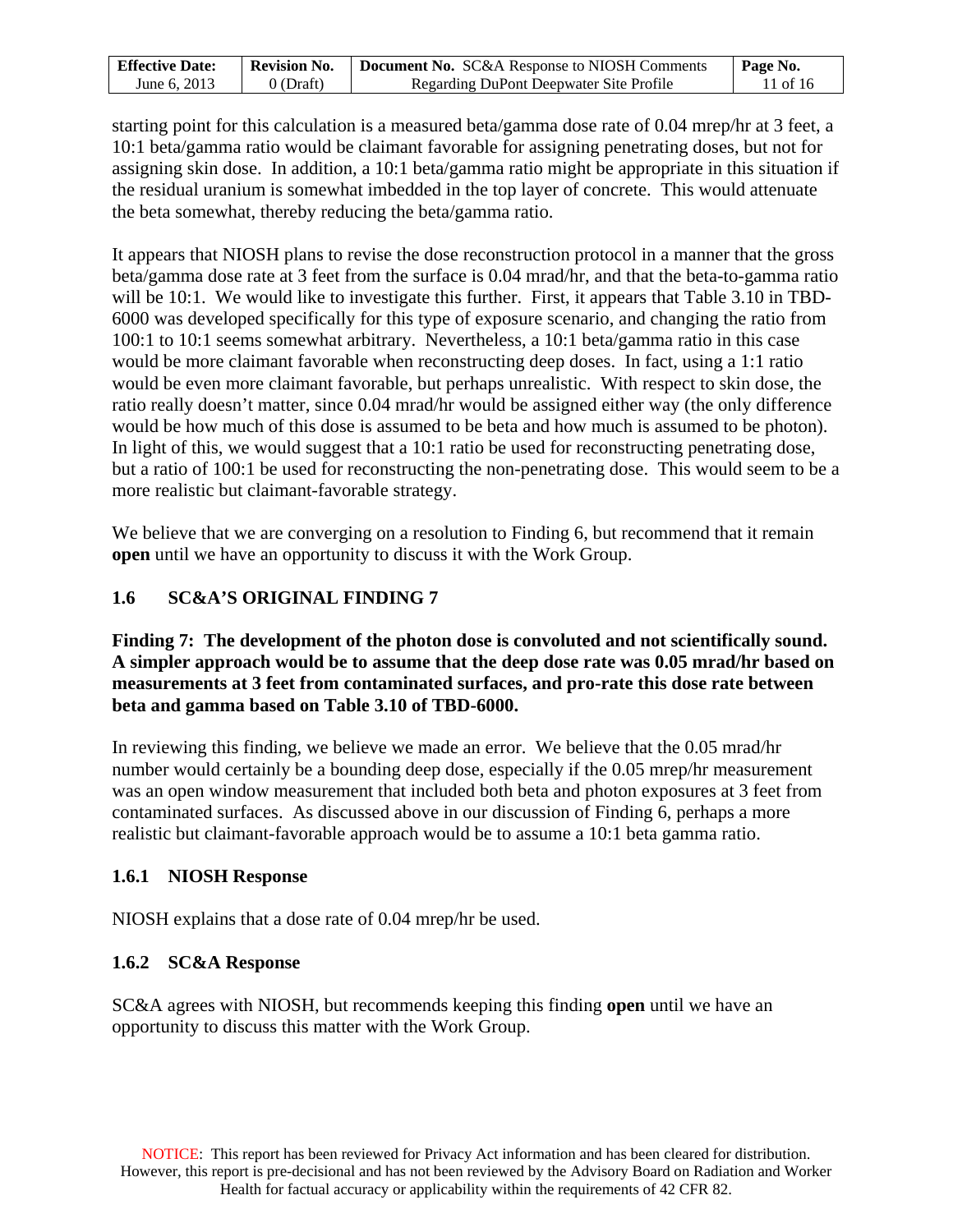starting point for this calculation is a measured beta/gamma dose rate of 0.04 mrep/hr at 3 feet, a 10:1 beta/gamma ratio would be claimant favorable for assigning penetrating doses, but not for assigning skin dose. In addition, a 10:1 beta/gamma ratio might be appropriate in this situation if the residual uranium is somewhat imbedded in the top layer of concrete. This would attenuate the beta somewhat, thereby reducing the beta/gamma ratio.

It appears that NIOSH plans to revise the dose reconstruction protocol in a manner that the gross beta/gamma dose rate at 3 feet from the surface is 0.04 mrad/hr, and that the beta-to-gamma ratio will be 10:1. We would like to investigate this further. First, it appears that Table 3.10 in TBD-6000 was developed specifically for this type of exposure scenario, and changing the ratio from 100:1 to 10:1 seems somewhat arbitrary. Nevertheless, a 10:1 beta/gamma ratio in this case would be more claimant favorable when reconstructing deep doses. In fact, using a 1:1 ratio would be even more claimant favorable, but perhaps unrealistic. With respect to skin dose, the ratio really doesn't matter, since 0.04 mrad/hr would be assigned either way (the only difference would be how much of this dose is assumed to be beta and how much is assumed to be photon). In light of this, we would suggest that a 10:1 ratio be used for reconstructing penetrating dose, but a ratio of 100:1 be used for reconstructing the non-penetrating dose. This would seem to be a more realistic but claimant-favorable strategy.

We believe that we are converging on a resolution to Finding 6, but recommend that it remain **open** until we have an opportunity to discuss it with the Work Group.

## 1.6 SC&A'S ORIGINAL FINDING 7

**Finding 7: The development of the photon dose is convoluted and not scientifically sound. A simpler approach would be to assume that the deep dose rate was 0.05 mrad/hr based on measurements at 3 feet from contaminated surfaces, and pro-rate this dose rate between beta and gamma based on Table 3.10 of TBD-6000.**

In reviewing this finding, we believe we made an error. We believe that the 0.05 mrad/hr number would certainly be a bounding deep dose, especially if the 0.05 mrep/hr measurement was an open window measurement that included both beta and photon exposures at 3 feet from contaminated surfaces. As discussed above in our discussion of Finding 6, perhaps a more realistic but claimant-favorable approach would be to assume a 10:1 beta gamma ratio.

### 1.6.1 NIOSH Response

NIOSH explains that a dose rate of 0.04 mrep/hr be used.

### 1.6.2 SC&A Response

SC&A agrees with NIOSH, but recommends keeping this finding **open** until we have an opportunity to discuss this matter with the Work Group.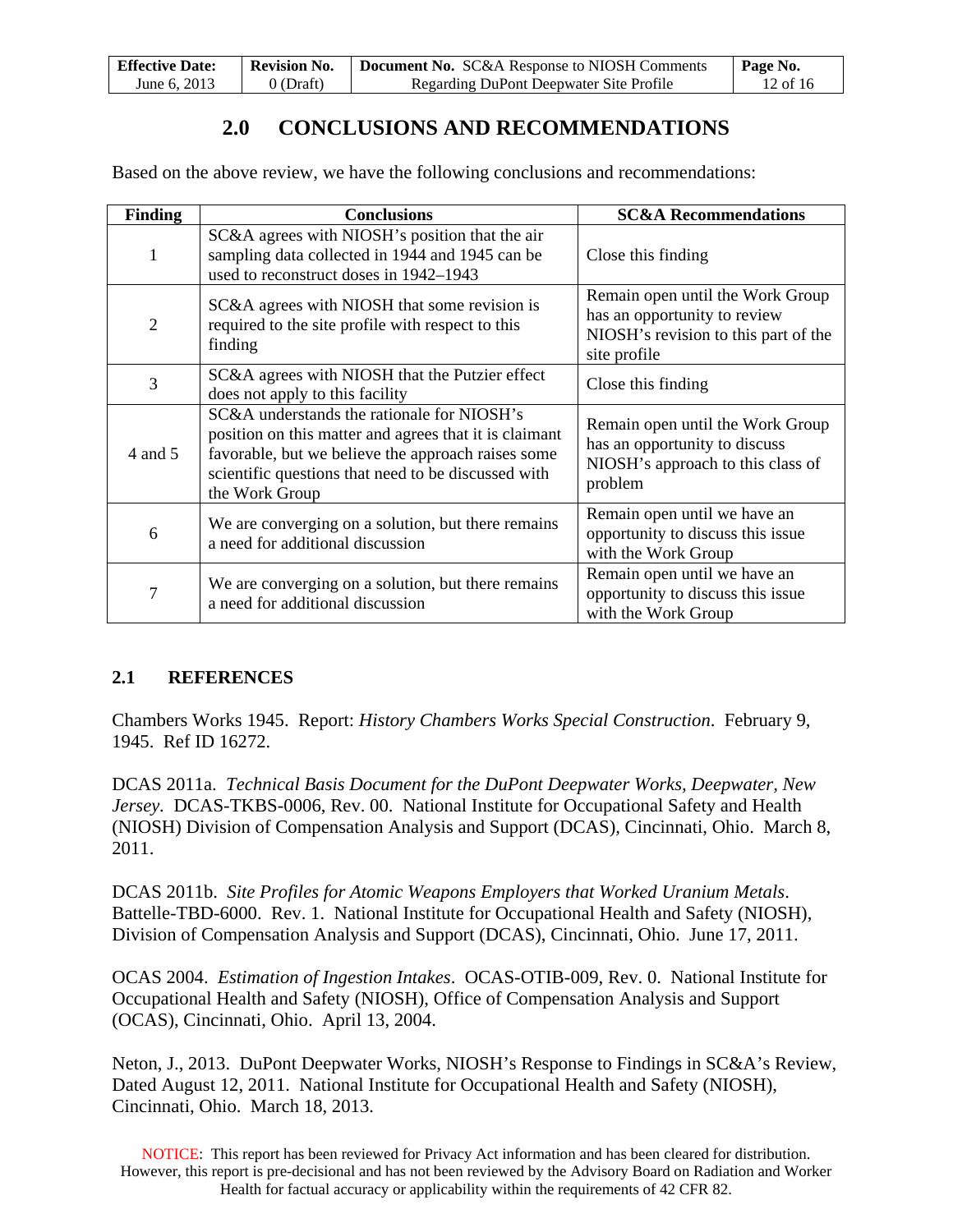# 2.0 CONCLUSIONS AND RECOMMENDATIONS

Based on the above review, we have the following conclusions and recommendations:

| Finding | Conclusions | SC&A Recommendations |
|---|---|---|
| 1 | SC&A agrees with NIOSH's position that the air sampling data collected in 1944 and 1945 can be used to reconstruct doses in 1942–1943 | Close this finding |
| 2 | SC&A agrees with NIOSH that some revision is required to the site profile with respect to this finding | Remain open until the Work Group has an opportunity to review NIOSH's revision to this part of the site profile |
| 3 | SC&A agrees with NIOSH that the Putzier effect does not apply to this facility | Close this finding |
| 4 and 5 | SC&A understands the rationale for NIOSH's position on this matter and agrees that it is claimant favorable, but we believe the approach raises some scientific questions that need to be discussed with the Work Group | Remain open until the Work Group has an opportunity to discuss NIOSH's approach to this class of problem |
| 6 | We are converging on a solution, but there remains a need for additional discussion | Remain open until we have an opportunity to discuss this issue with the Work Group |
| 7 | We are converging on a solution, but there remains a need for additional discussion | Remain open until we have an opportunity to discuss this issue with the Work Group |

## 2.1 REFERENCES

Chambers Works 1945. Report: *History Chambers Works Special Construction*. February 9, 1945. Ref ID 16272.

DCAS 2011a. *Technical Basis Document for the DuPont Deepwater Works, Deepwater, New Jersey*. DCAS-TKBS-0006, Rev. 00. National Institute for Occupational Safety and Health (NIOSH) Division of Compensation Analysis and Support (DCAS), Cincinnati, Ohio. March 8, 2011.

DCAS 2011b. *Site Profiles for Atomic Weapons Employers that Worked Uranium Metals*. Battelle-TBD-6000. Rev. 1. National Institute for Occupational Health and Safety (NIOSH), Division of Compensation Analysis and Support (DCAS), Cincinnati, Ohio. June 17, 2011.

OCAS 2004. *Estimation of Ingestion Intakes*. OCAS-OTIB-009, Rev. 0. National Institute for Occupational Health and Safety (NIOSH), Office of Compensation Analysis and Support (OCAS), Cincinnati, Ohio. April 13, 2004.

Neton, J., 2013. DuPont Deepwater Works, NIOSH's Response to Findings in SC&A's Review, Dated August 12, 2011. National Institute for Occupational Health and Safety (NIOSH), Cincinnati, Ohio. March 18, 2013.

NOTICE: This report has been reviewed for Privacy Act information and has been cleared for distribution. However, this report is pre-decisional and has not been reviewed by the Advisory Board on Radiation and Worker Health for factual accuracy or applicability within the requirements of 42 CFR 82.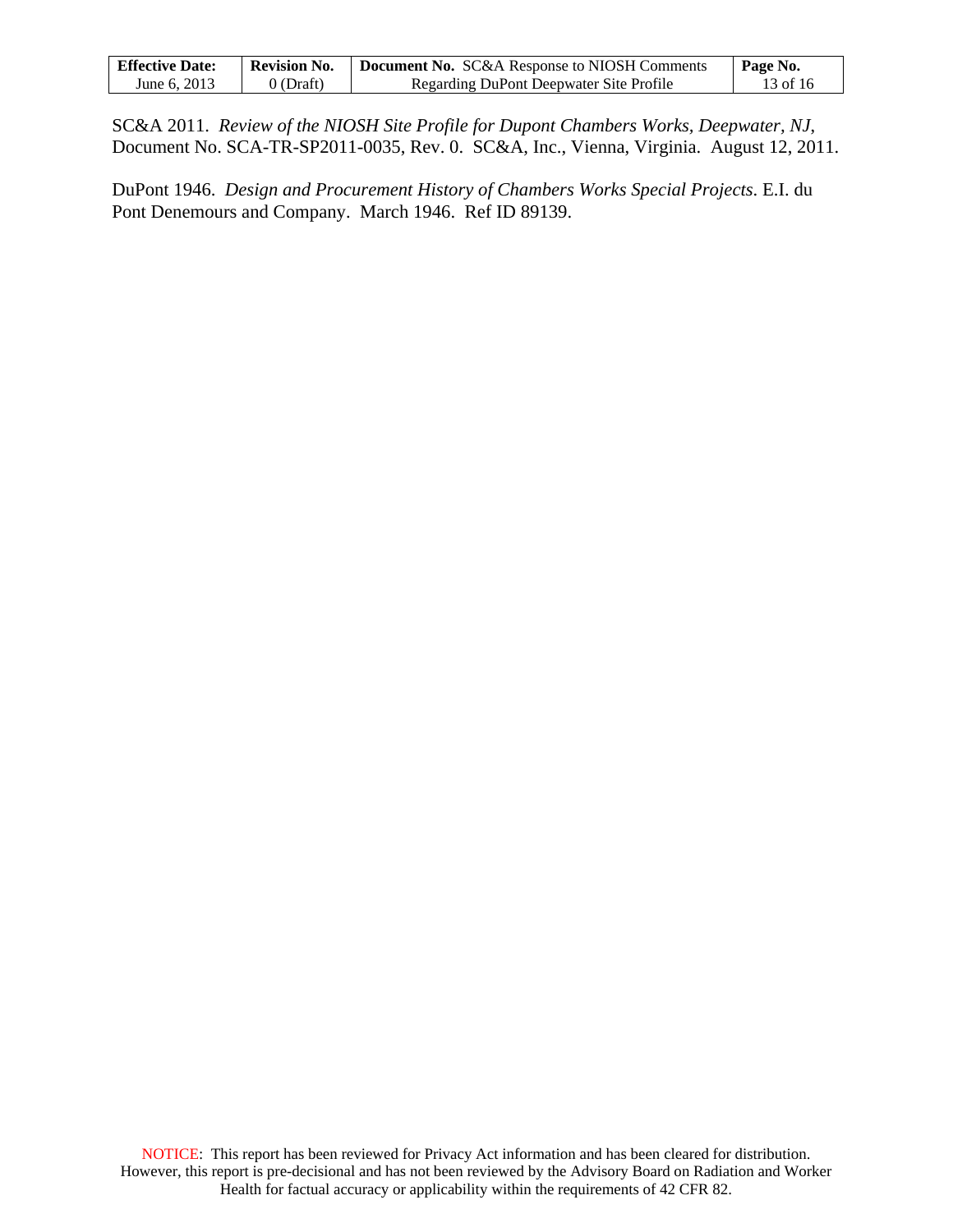SC&A 2011. *Review of the NIOSH Site Profile for Dupont Chambers Works, Deepwater, NJ*, Document No. SCA-TR-SP2011-0035, Rev. 0. SC&A, Inc., Vienna, Virginia. August 12, 2011.

DuPont 1946. *Design and Procurement History of Chambers Works Special Projects*. E.I. du Pont Denemours and Company. March 1946. Ref ID 89139.

NOTICE: This report has been reviewed for Privacy Act information and has been cleared for distribution. However, this report is pre-decisional and has not been reviewed by the Advisory Board on Radiation and Worker Health for factual accuracy or applicability within the requirements of 42 CFR 82.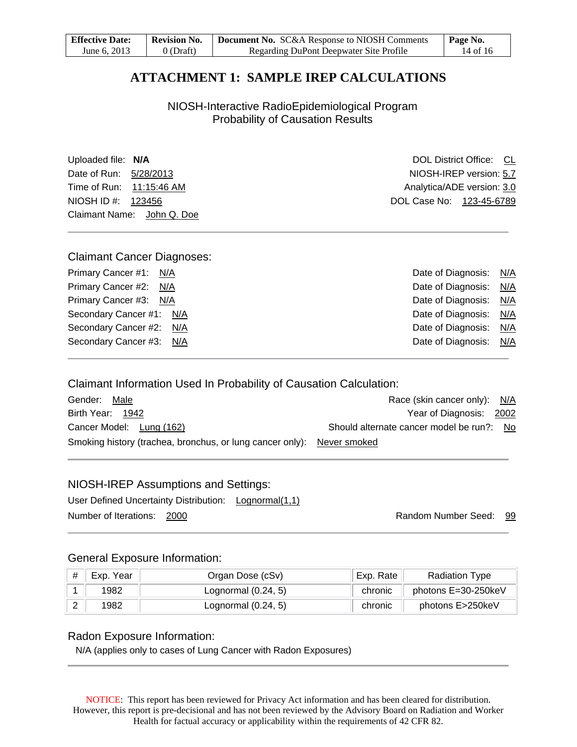# ATTACHMENT 1: SAMPLE IREP CALCULATIONS

NIOSH-Interactive RadioEpidemiological Program
Probability of Causation Results

Uploaded file: **N/A**
Date of Run: 5/28/2013
Time of Run: 11:15:46 AM
NIOSH ID #: 123456
Claimant Name: John Q. Doe

DOL District Office: CL
NIOSH-IREP version: 5.7
Analytica/ADE version: 3.0
DOL Case No: 123-45-6789

## Claimant Cancer Diagnoses:

Primary Cancer #1: N/A — Date of Diagnosis: N/A
Primary Cancer #2: N/A — Date of Diagnosis: N/A
Primary Cancer #3: N/A — Date of Diagnosis: N/A
Secondary Cancer #1: N/A — Date of Diagnosis: N/A
Secondary Cancer #2: N/A — Date of Diagnosis: N/A
Secondary Cancer #3: N/A — Date of Diagnosis: N/A

## Claimant Information Used In Probability of Causation Calculation:

Gender: Male
Race (skin cancer only): N/A
Birth Year: 1942
Year of Diagnosis: 2002
Cancer Model: Lung (162)
Should alternate cancer model be run?: No
Smoking history (trachea, bronchus, or lung cancer only): Never smoked

## NIOSH-IREP Assumptions and Settings:

User Defined Uncertainty Distribution: Lognormal(1,1)
Number of Iterations: 2000
Random Number Seed: 99

## General Exposure Information:

| # | Exp. Year | Organ Dose (cSv) | Exp. Rate | Radiation Type |
|---|---|---|---|---|
| 1 | 1982 | Lognormal (0.24, 5) | chronic | photons E=30-250keV |
| 2 | 1982 | Lognormal (0.24, 5) | chronic | photons E>250keV |

## Radon Exposure Information:

N/A (applies only to cases of Lung Cancer with Radon Exposures)

NOTICE: This report has been reviewed for Privacy Act information and has been cleared for distribution. However, this report is pre-decisional and has not been reviewed by the Advisory Board on Radiation and Worker Health for factual accuracy or applicability within the requirements of 42 CFR 82.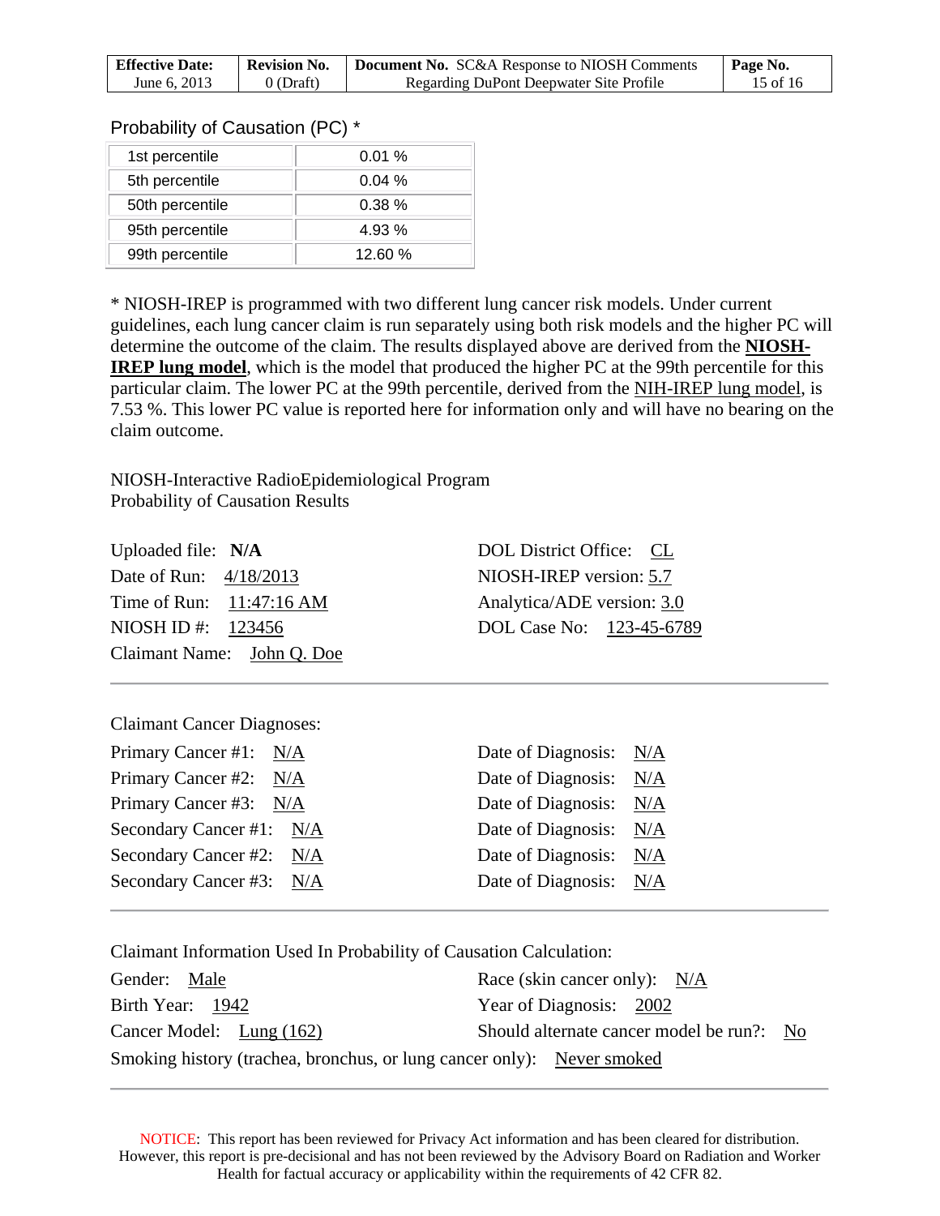Probability of Causation (PC) *

| | |
|---|---|
| 1st percentile | 0.01 % |
| 5th percentile | 0.04 % |
| 50th percentile | 0.38 % |
| 95th percentile | 4.93 % |
| 99th percentile | 12.60 % |

* NIOSH-IREP is programmed with two different lung cancer risk models. Under current guidelines, each lung cancer claim is run separately using both risk models and the higher PC will determine the outcome of the claim. The results displayed above are derived from the **NIOSH-IREP lung model**, which is the model that produced the higher PC at the 99th percentile for this particular claim. The lower PC at the 99th percentile, derived from the NIH-IREP lung model, is 7.53 %. This lower PC value is reported here for information only and will have no bearing on the claim outcome.

NIOSH-Interactive RadioEpidemiological Program
Probability of Causation Results

Uploaded file: **N/A**
Date of Run: 4/18/2013
Time of Run: 11:47:16 AM
NIOSH ID #: 123456
Claimant Name: John Q. Doe

DOL District Office: CL
NIOSH-IREP version: 5.7
Analytica/ADE version: 3.0
DOL Case No: 123-45-6789

---

Claimant Cancer Diagnoses:

Primary Cancer #1: N/A — Date of Diagnosis: N/A
Primary Cancer #2: N/A — Date of Diagnosis: N/A
Primary Cancer #3: N/A — Date of Diagnosis: N/A
Secondary Cancer #1: N/A — Date of Diagnosis: N/A
Secondary Cancer #2: N/A — Date of Diagnosis: N/A
Secondary Cancer #3: N/A — Date of Diagnosis: N/A

---

Claimant Information Used In Probability of Causation Calculation:

Gender: Male
Birth Year: 1942
Cancer Model: Lung (162)

Race (skin cancer only): N/A
Year of Diagnosis: 2002
Should alternate cancer model be run?: No

Smoking history (trachea, bronchus, or lung cancer only): Never smoked

---

NOTICE: This report has been reviewed for Privacy Act information and has been cleared for distribution. However, this report is pre-decisional and has not been reviewed by the Advisory Board on Radiation and Worker Health for factual accuracy or applicability within the requirements of 42 CFR 82.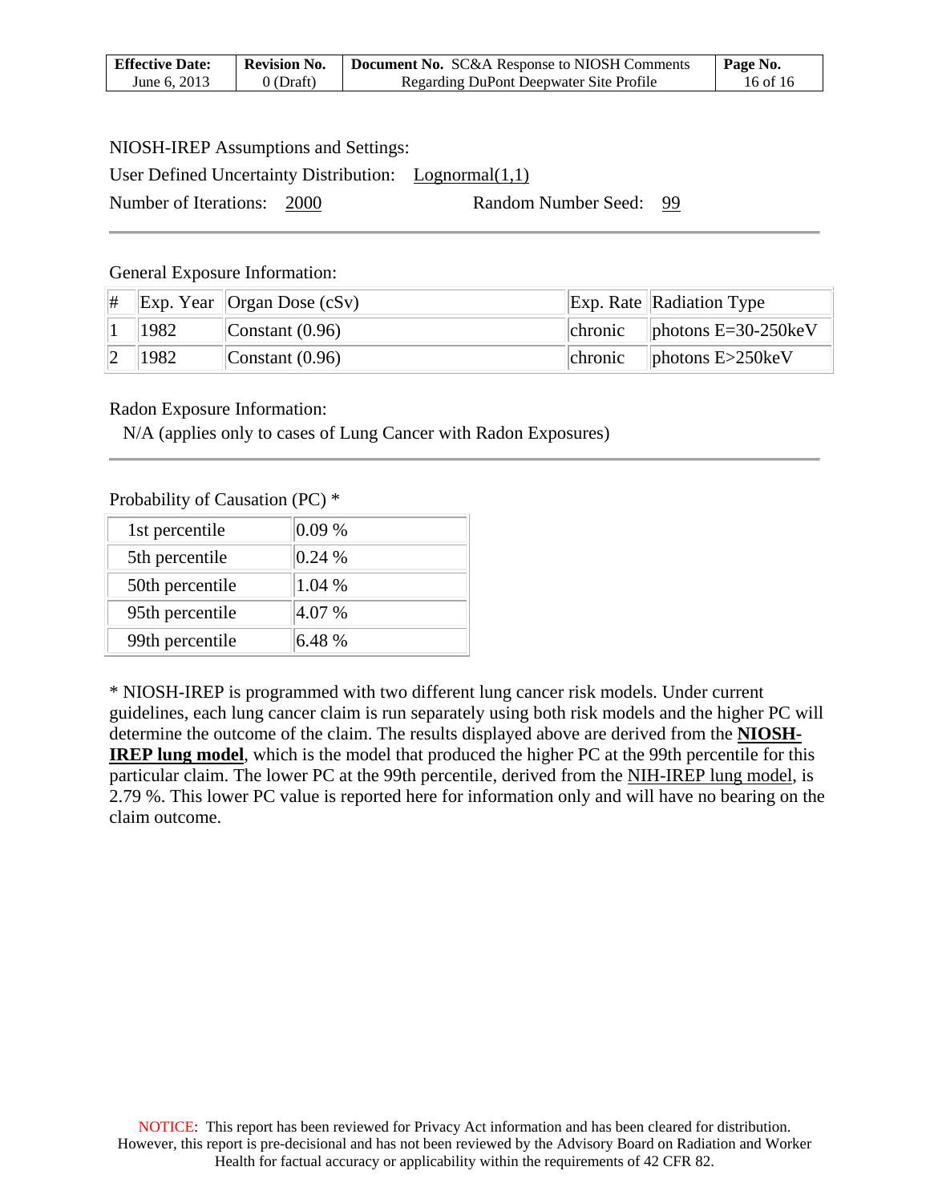NIOSH-IREP Assumptions and Settings:

User Defined Uncertainty Distribution: Lognormal(1,1)

Number of Iterations: 2000 Random Number Seed: 99

---

General Exposure Information:

| # | Exp. Year | Organ Dose (cSv) | Exp. Rate | Radiation Type |
|---|---|---|---|---|
| 1 | 1982 | Constant (0.96) | chronic | photons E=30-250keV |
| 2 | 1982 | Constant (0.96) | chronic | photons E>250keV |

Radon Exposure Information:

N/A (applies only to cases of Lung Cancer with Radon Exposures)

---

Probability of Causation (PC) *

| | |
|---|---|
| 1st percentile | 0.09 % |
| 5th percentile | 0.24 % |
| 50th percentile | 1.04 % |
| 95th percentile | 4.07 % |
| 99th percentile | 6.48 % |

* NIOSH-IREP is programmed with two different lung cancer risk models. Under current guidelines, each lung cancer claim is run separately using both risk models and the higher PC will determine the outcome of the claim. The results displayed above are derived from the **NIOSH-IREP lung model**, which is the model that produced the higher PC at the 99th percentile for this particular claim. The lower PC at the 99th percentile, derived from the NIH-IREP lung model, is 2.79 %. This lower PC value is reported here for information only and will have no bearing on the claim outcome.

NOTICE: This report has been reviewed for Privacy Act information and has been cleared for distribution. However, this report is pre-decisional and has not been reviewed by the Advisory Board on Radiation and Worker Health for factual accuracy or applicability within the requirements of 42 CFR 82.